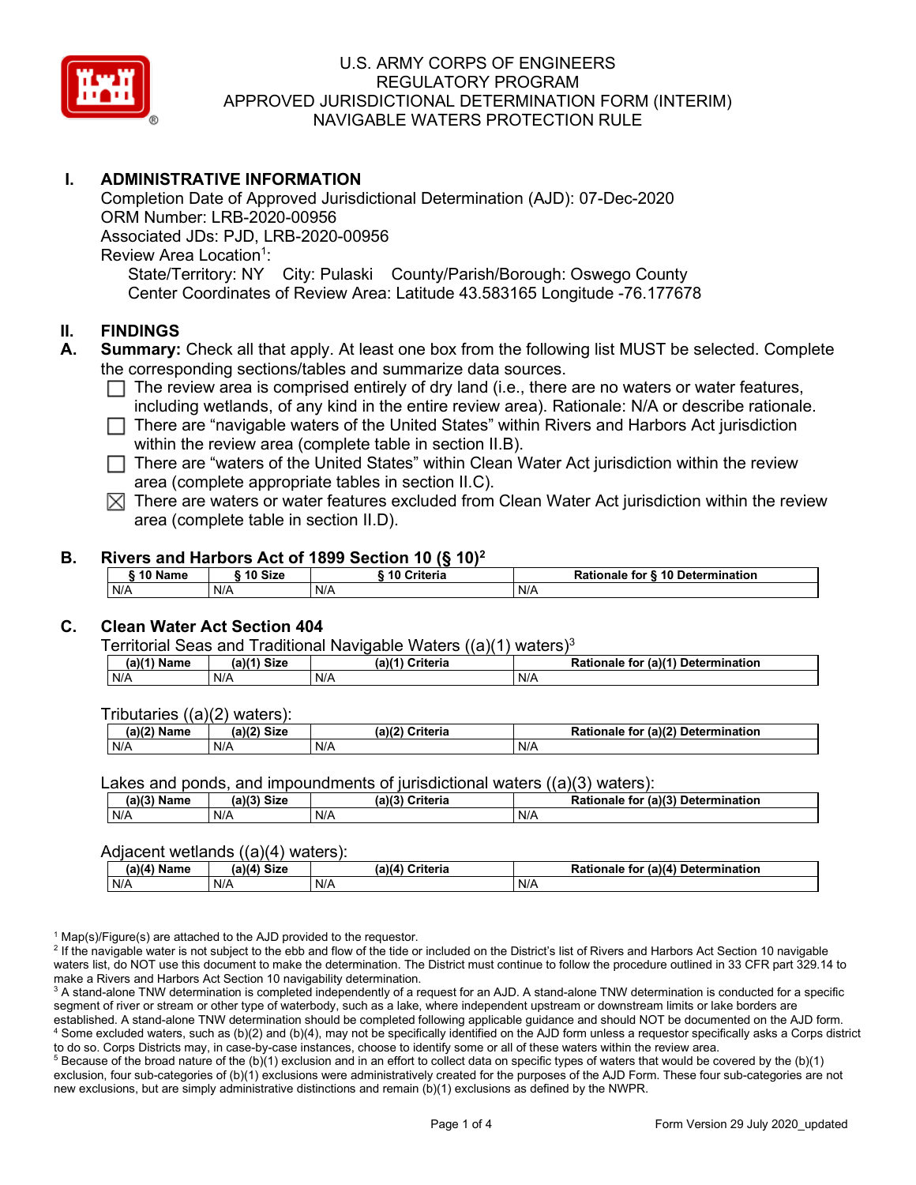# U.S. ARMY CORPS OF ENGINEERS
# REGULATORY PROGRAM
# APPROVED JURISDICTIONAL DETERMINATION FORM (INTERIM)
# NAVIGABLE WATERS PROTECTION RULE

## I. ADMINISTRATIVE INFORMATION

Completion Date of Approved Jurisdictional Determination (AJD): 07-Dec-2020
ORM Number: LRB-2020-00956
Associated JDs: PJD, LRB-2020-00956
Review Area Location[1]:
State/Territory: NY City: Pulaski County/Parish/Borough: Oswego County
Center Coordinates of Review Area: Latitude 43.583165 Longitude -76.177678

## II. FINDINGS

**A. Summary:** Check all that apply. At least one box from the following list MUST be selected. Complete the corresponding sections/tables and summarize data sources.

- ☐ The review area is comprised entirely of dry land (i.e., there are no waters or water features, including wetlands, of any kind in the entire review area). Rationale: N/A or describe rationale.
- ☐ There are "navigable waters of the United States" within Rivers and Harbors Act jurisdiction within the review area (complete table in section II.B).
- ☐ There are "waters of the United States" within Clean Water Act jurisdiction within the review area (complete appropriate tables in section II.C).
- ☒ There are waters or water features excluded from Clean Water Act jurisdiction within the review area (complete table in section II.D).

**B. Rivers and Harbors Act of 1899 Section 10 (§ 10)[2]**

| § 10 Name | § 10 Size | § 10 Criteria | Rationale for § 10 Determination |
|---|---|---|---|
| N/A | N/A | N/A | N/A |

**C. Clean Water Act Section 404**

Territorial Seas and Traditional Navigable Waters ((a)(1) waters)[3]

| (a)(1) Name | (a)(1) Size | (a)(1) Criteria | Rationale for (a)(1) Determination |
|---|---|---|---|
| N/A | N/A | N/A | N/A |

Tributaries ((a)(2) waters):

| (a)(2) Name | (a)(2) Size | (a)(2) Criteria | Rationale for (a)(2) Determination |
|---|---|---|---|
| N/A | N/A | N/A | N/A |

Lakes and ponds, and impoundments of jurisdictional waters ((a)(3) waters):

| (a)(3) Name | (a)(3) Size | (a)(3) Criteria | Rationale for (a)(3) Determination |
|---|---|---|---|
| N/A | N/A | N/A | N/A |

Adjacent wetlands ((a)(4) waters):

| (a)(4) Name | (a)(4) Size | (a)(4) Criteria | Rationale for (a)(4) Determination |
|---|---|---|---|
| N/A | N/A | N/A | N/A |

[1] Map(s)/Figure(s) are attached to the AJD provided to the requestor.
[2] If the navigable water is not subject to the ebb and flow of the tide or included on the District's list of Rivers and Harbors Act Section 10 navigable waters list, do NOT use this document to make the determination. The District must continue to follow the procedure outlined in 33 CFR part 329.14 to make a Rivers and Harbors Act Section 10 navigability determination.
[3] A stand-alone TNW determination is completed independently of a request for an AJD. A stand-alone TNW determination is conducted for a specific segment of river or stream or other type of waterbody, such as a lake, where independent upstream or downstream limits or lake borders are established. A stand-alone TNW determination should be completed following applicable guidance and should NOT be documented on the AJD form.
[4] Some excluded waters, such as (b)(2) and (b)(4), may not be specifically identified on the AJD form unless a requestor specifically asks a Corps district to do so. Corps Districts may, in case-by-case instances, choose to identify some or all of these waters within the review area.
[5] Because of the broad nature of the (b)(1) exclusion and in an effort to collect data on specific types of waters that would be covered by the (b)(1) exclusion, four sub-categories of (b)(1) exclusions were administratively created for the purposes of the AJD Form. These four sub-categories are not new exclusions, but are simply administrative distinctions and remain (b)(1) exclusions as defined by the NWPR.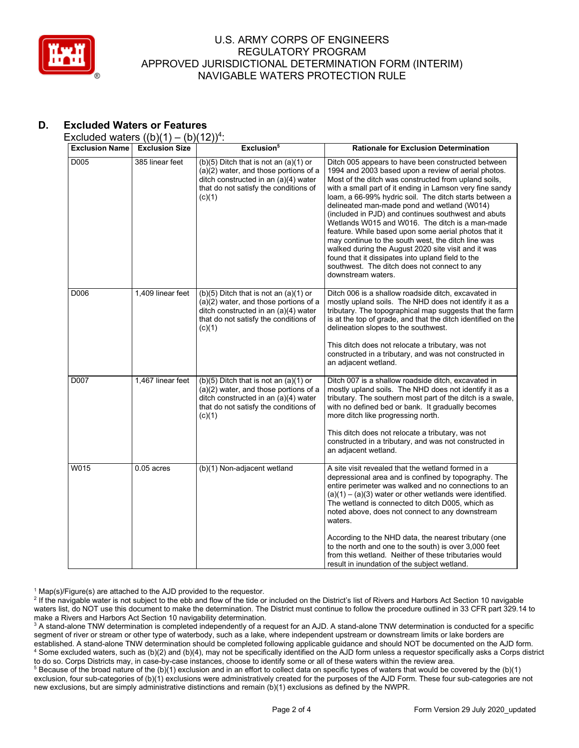## D. Excluded Waters or Features

Excluded waters ((b)(1) – (b)(12))[4]:

| Exclusion Name | Exclusion Size | Exclusion[5] | Rationale for Exclusion Determination |
|---|---|---|---|
| D005 | 385 linear feet | (b)(5) Ditch that is not an (a)(1) or (a)(2) water, and those portions of a ditch constructed in an (a)(4) water that do not satisfy the conditions of (c)(1) | Ditch 005 appears to have been constructed between 1994 and 2003 based upon a review of aerial photos. Most of the ditch was constructed from upland soils, with a small part of it ending in Lamson very fine sandy loam, a 66-99% hydric soil. The ditch starts between a delineated man-made pond and wetland (W014) (included in PJD) and continues southwest and abuts Wetlands W015 and W016. The ditch is a man-made feature. While based upon some aerial photos that it may continue to the south west, the ditch line was walked during the August 2020 site visit and it was found that it dissipates into upland field to the southwest. The ditch does not connect to any downstream waters. |
| D006 | 1,409 linear feet | (b)(5) Ditch that is not an (a)(1) or (a)(2) water, and those portions of a ditch constructed in an (a)(4) water that do not satisfy the conditions of (c)(1) | Ditch 006 is a shallow roadside ditch, excavated in mostly upland soils. The NHD does not identify it as a tributary. The topographical map suggests that the farm is at the top of grade, and that the ditch identified on the delineation slopes to the southwest.<br><br>This ditch does not relocate a tributary, was not constructed in a tributary, and was not constructed in an adjacent wetland. |
| D007 | 1,467 linear feet | (b)(5) Ditch that is not an (a)(1) or (a)(2) water, and those portions of a ditch constructed in an (a)(4) water that do not satisfy the conditions of (c)(1) | Ditch 007 is a shallow roadside ditch, excavated in mostly upland soils. The NHD does not identify it as a tributary. The southern most part of the ditch is a swale, with no defined bed or bank. It gradually becomes more ditch like progressing north.<br><br>This ditch does not relocate a tributary, was not constructed in a tributary, and was not constructed in an adjacent wetland. |
| W015 | 0.05 acres | (b)(1) Non-adjacent wetland | A site visit revealed that the wetland formed in a depressional area and is confined by topography. The entire perimeter was walked and no connections to an (a)(1) – (a)(3) water or other wetlands were identified. The wetland is connected to ditch D005, which as noted above, does not connect to any downstream waters.<br><br>According to the NHD data, the nearest tributary (one to the north and one to the south) is over 3,000 feet from this wetland. Neither of these tributaries would result in inundation of the subject wetland. |

[1] Map(s)/Figure(s) are attached to the AJD provided to the requestor.

[2] If the navigable water is not subject to the ebb and flow of the tide or included on the District's list of Rivers and Harbors Act Section 10 navigable waters list, do NOT use this document to make the determination. The District must continue to follow the procedure outlined in 33 CFR part 329.14 to make a Rivers and Harbors Act Section 10 navigability determination.

[3] A stand-alone TNW determination is completed independently of a request for an AJD. A stand-alone TNW determination is conducted for a specific segment of river or stream or other type of waterbody, such as a lake, where independent upstream or downstream limits or lake borders are established. A stand-alone TNW determination should be completed following applicable guidance and should NOT be documented on the AJD form.

[4] Some excluded waters, such as (b)(2) and (b)(4), may not be specifically identified on the AJD form unless a requestor specifically asks a Corps district to do so. Corps Districts may, in case-by-case instances, choose to identify some or all of these waters within the review area.

[5] Because of the broad nature of the (b)(1) exclusion and in an effort to collect data on specific types of waters that would be covered by the (b)(1) exclusion, four sub-categories of (b)(1) exclusions were administratively created for the purposes of the AJD Form. These four sub-categories are not new exclusions, but are simply administrative distinctions and remain (b)(1) exclusions as defined by the NWPR.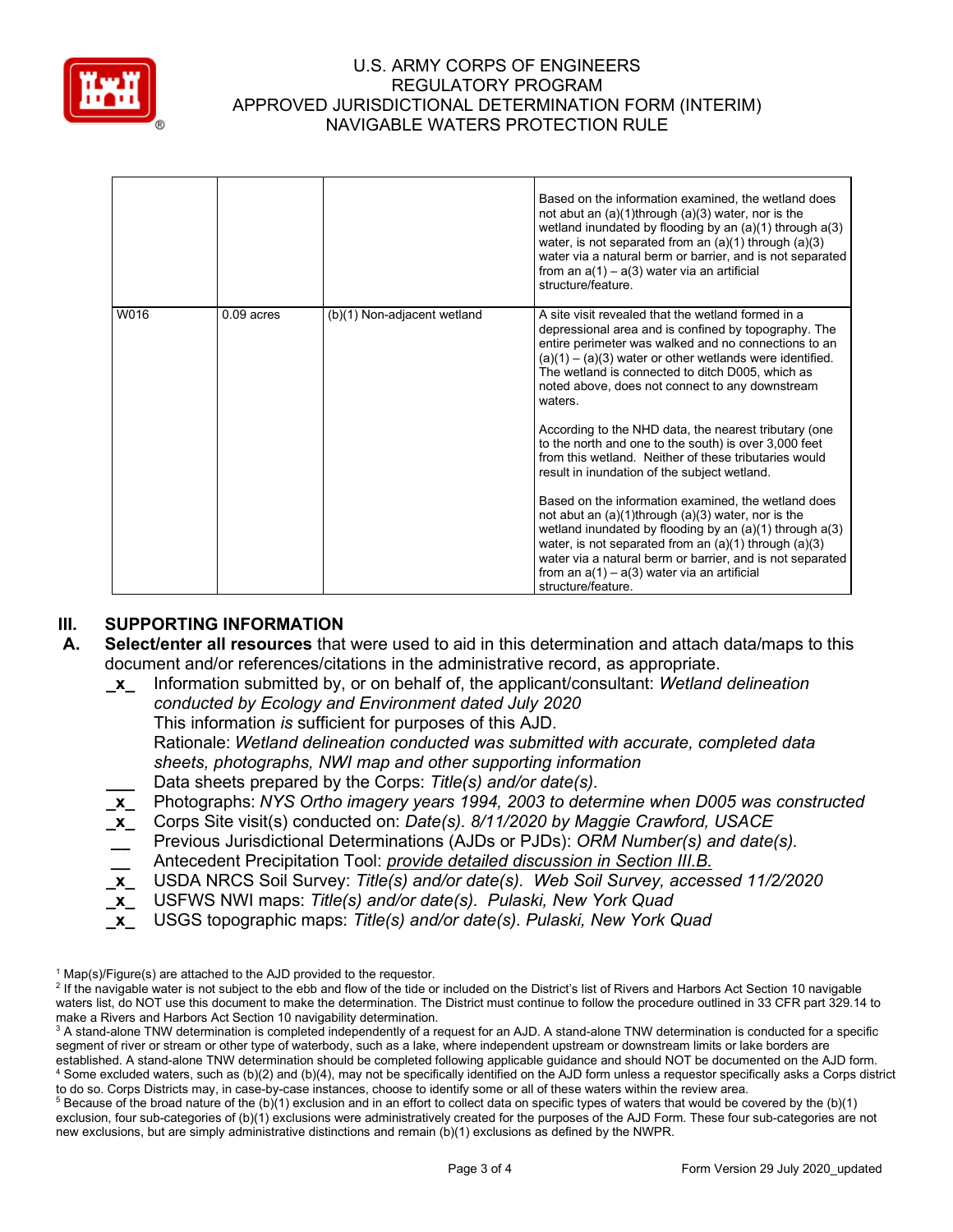| | | | |
|---|---|---|---|
| | | | Based on the information examined, the wetland does not abut an (a)(1)through (a)(3) water, nor is the wetland inundated by flooding by an (a)(1) through a(3) water, is not separated from an (a)(1) through (a)(3) water via a natural berm or barrier, and is not separated from an a(1) – a(3) water via an artificial structure/feature. |
| W016 | 0.09 acres | (b)(1) Non-adjacent wetland | A site visit revealed that the wetland formed in a depressional area and is confined by topography. The entire perimeter was walked and no connections to an (a)(1) – (a)(3) water or other wetlands were identified. The wetland is connected to ditch D005, which as noted above, does not connect to any downstream waters.<br><br>According to the NHD data, the nearest tributary (one to the north and one to the south) is over 3,000 feet from this wetland. Neither of these tributaries would result in inundation of the subject wetland.<br><br>Based on the information examined, the wetland does not abut an (a)(1)through (a)(3) water, nor is the wetland inundated by flooding by an (a)(1) through a(3) water, is not separated from an (a)(1) through (a)(3) water via a natural berm or barrier, and is not separated from an a(1) – a(3) water via an artificial structure/feature. |

## III. SUPPORTING INFORMATION

**A. Select/enter all resources** that were used to aid in this determination and attach data/maps to this document and/or references/citations in the administrative record, as appropriate.

- **_x_** Information submitted by, or on behalf of, the applicant/consultant: *Wetland delineation conducted by Ecology and Environment dated July 2020*
  This information *is* sufficient for purposes of this AJD.
  Rationale: *Wetland delineation conducted was submitted with accurate, completed data sheets, photographs, NWI map and other supporting information*
- ___ Data sheets prepared by the Corps: *Title(s) and/or date(s).*
- **_x_** Photographs: *NYS Ortho imagery years 1994, 2003 to determine when D005 was constructed*
- **_x_** Corps Site visit(s) conducted on: *Date(s). 8/11/2020 by Maggie Crawford, USACE*
- __ Previous Jurisdictional Determinations (AJDs or PJDs): *ORM Number(s) and date(s).*
- __ Antecedent Precipitation Tool: *provide detailed discussion in Section III.B.*
- **_x_** USDA NRCS Soil Survey: *Title(s) and/or date(s). Web Soil Survey, accessed 11/2/2020*
- **_x_** USFWS NWI maps: *Title(s) and/or date(s). Pulaski, New York Quad*
- **_x_** USGS topographic maps: *Title(s) and/or date(s). Pulaski, New York Quad*

[1] Map(s)/Figure(s) are attached to the AJD provided to the requestor.
[2] If the navigable water is not subject to the ebb and flow of the tide or included on the District's list of Rivers and Harbors Act Section 10 navigable waters list, do NOT use this document to make the determination. The District must continue to follow the procedure outlined in 33 CFR part 329.14 to make a Rivers and Harbors Act Section 10 navigability determination.
[3] A stand-alone TNW determination is completed independently of a request for an AJD. A stand-alone TNW determination is conducted for a specific segment of river or stream or other type of waterbody, such as a lake, where independent upstream or downstream limits or lake borders are established. A stand-alone TNW determination should be completed following applicable guidance and should NOT be documented on the AJD form.
[4] Some excluded waters, such as (b)(2) and (b)(4), may not be specifically identified on the AJD form unless a requestor specifically asks a Corps district to do so. Corps Districts may, in case-by-case instances, choose to identify some or all of these waters within the review area.
[5] Because of the broad nature of the (b)(1) exclusion and in an effort to collect data on specific types of waters that would be covered by the (b)(1) exclusion, four sub-categories of (b)(1) exclusions were administratively created for the purposes of the AJD Form. These four sub-categories are not new exclusions, but are simply administrative distinctions and remain (b)(1) exclusions as defined by the NWPR.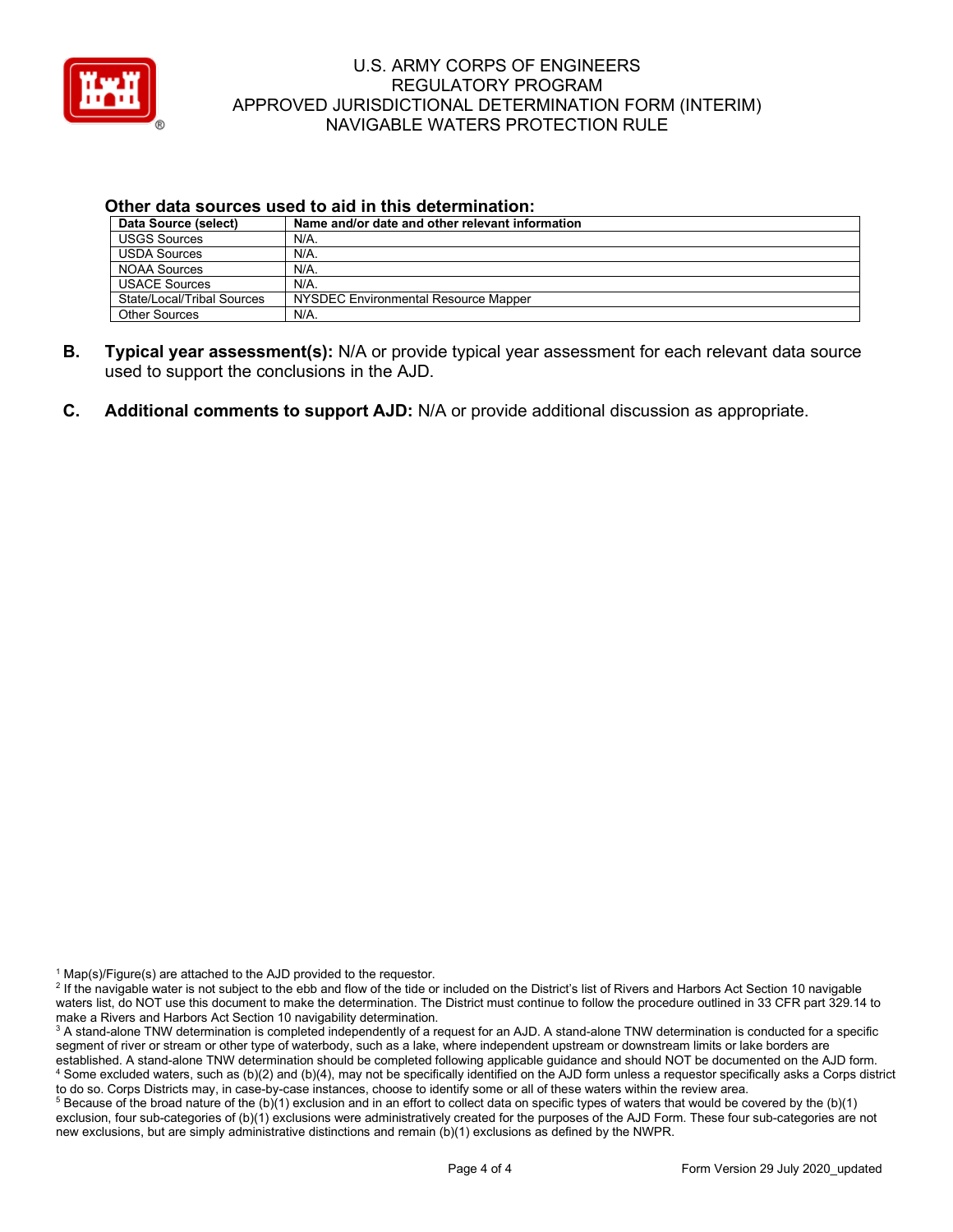**Other data sources used to aid in this determination:**

| Data Source (select) | Name and/or date and other relevant information |
|---|---|
| USGS Sources | N/A. |
| USDA Sources | N/A. |
| NOAA Sources | N/A. |
| USACE Sources | N/A. |
| State/Local/Tribal Sources | NYSDEC Environmental Resource Mapper |
| Other Sources | N/A. |

**B. Typical year assessment(s):** N/A or provide typical year assessment for each relevant data source used to support the conclusions in the AJD.

**C. Additional comments to support AJD:** N/A or provide additional discussion as appropriate.

[1] Map(s)/Figure(s) are attached to the AJD provided to the requestor.

[2] If the navigable water is not subject to the ebb and flow of the tide or included on the District's list of Rivers and Harbors Act Section 10 navigable waters list, do NOT use this document to make the determination. The District must continue to follow the procedure outlined in 33 CFR part 329.14 to make a Rivers and Harbors Act Section 10 navigability determination.

[3] A stand-alone TNW determination is completed independently of a request for an AJD. A stand-alone TNW determination is conducted for a specific segment of river or stream or other type of waterbody, such as a lake, where independent upstream or downstream limits or lake borders are established. A stand-alone TNW determination should be completed following applicable guidance and should NOT be documented on the AJD form.

[4] Some excluded waters, such as (b)(2) and (b)(4), may not be specifically identified on the AJD form unless a requestor specifically asks a Corps district to do so. Corps Districts may, in case-by-case instances, choose to identify some or all of these waters within the review area.

[5] Because of the broad nature of the (b)(1) exclusion and in an effort to collect data on specific types of waters that would be covered by the (b)(1) exclusion, four sub-categories of (b)(1) exclusions were administratively created for the purposes of the AJD Form. These four sub-categories are not new exclusions, but are simply administrative distinctions and remain (b)(1) exclusions as defined by the NWPR.